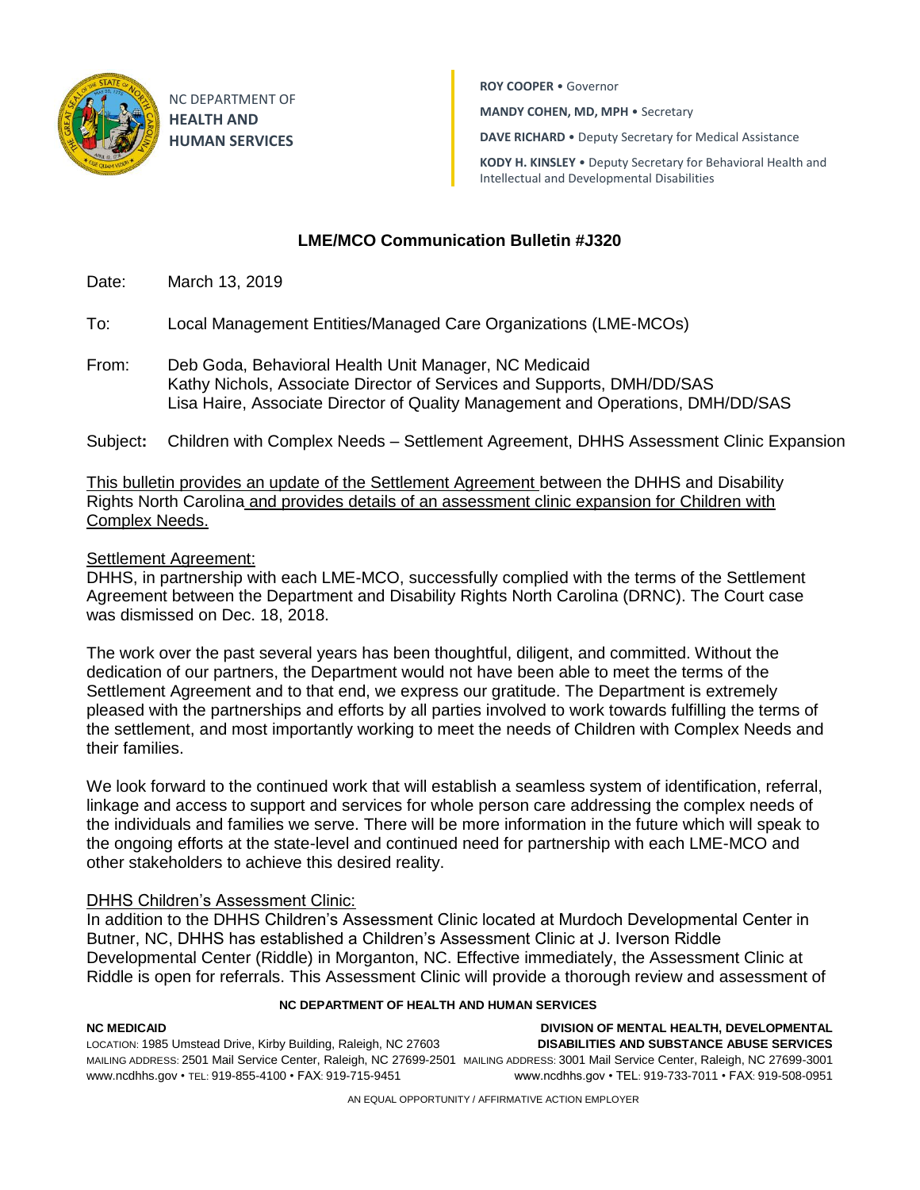NC DEPARTMENT OF
**HEALTH AND HUMAN SERVICES**

**ROY COOPER** • Governor

**MANDY COHEN, MD, MPH** • Secretary

**DAVE RICHARD** • Deputy Secretary for Medical Assistance

**KODY H. KINSLEY** • Deputy Secretary for Behavioral Health and Intellectual and Developmental Disabilities

## LME/MCO Communication Bulletin #J320

Date: March 13, 2019

To: Local Management Entities/Managed Care Organizations (LME-MCOs)

From: Deb Goda, Behavioral Health Unit Manager, NC Medicaid
Kathy Nichols, Associate Director of Services and Supports, DMH/DD/SAS
Lisa Haire, Associate Director of Quality Management and Operations, DMH/DD/SAS

Subject**:** Children with Complex Needs – Settlement Agreement, DHHS Assessment Clinic Expansion

This bulletin provides an update of the Settlement Agreement between the DHHS and Disability Rights North Carolina and provides details of an assessment clinic expansion for Children with Complex Needs.

Settlement Agreement:

DHHS, in partnership with each LME-MCO, successfully complied with the terms of the Settlement Agreement between the Department and Disability Rights North Carolina (DRNC). The Court case was dismissed on Dec. 18, 2018.

The work over the past several years has been thoughtful, diligent, and committed. Without the dedication of our partners, the Department would not have been able to meet the terms of the Settlement Agreement and to that end, we express our gratitude. The Department is extremely pleased with the partnerships and efforts by all parties involved to work towards fulfilling the terms of the settlement, and most importantly working to meet the needs of Children with Complex Needs and their families.

We look forward to the continued work that will establish a seamless system of identification, referral, linkage and access to support and services for whole person care addressing the complex needs of the individuals and families we serve. There will be more information in the future which will speak to the ongoing efforts at the state-level and continued need for partnership with each LME-MCO and other stakeholders to achieve this desired reality.

DHHS Children's Assessment Clinic:

In addition to the DHHS Children's Assessment Clinic located at Murdoch Developmental Center in Butner, NC, DHHS has established a Children's Assessment Clinic at J. Iverson Riddle Developmental Center (Riddle) in Morganton, NC. Effective immediately, the Assessment Clinic at Riddle is open for referrals. This Assessment Clinic will provide a thorough review and assessment of

**NC DEPARTMENT OF HEALTH AND HUMAN SERVICES**

**NC MEDICAID**
LOCATION: 1985 Umstead Drive, Kirby Building, Raleigh, NC 27603
MAILING ADDRESS: 2501 Mail Service Center, Raleigh, NC 27699-2501
www.ncdhhs.gov • TEL: 919-855-4100 • FAX: 919-715-9451

**DIVISION OF MENTAL HEALTH, DEVELOPMENTAL DISABILITIES AND SUBSTANCE ABUSE SERVICES**
MAILING ADDRESS: 3001 Mail Service Center, Raleigh, NC 27699-3001
www.ncdhhs.gov • TEL: 919-733-7011 • FAX: 919-508-0951

AN EQUAL OPPORTUNITY / AFFIRMATIVE ACTION EMPLOYER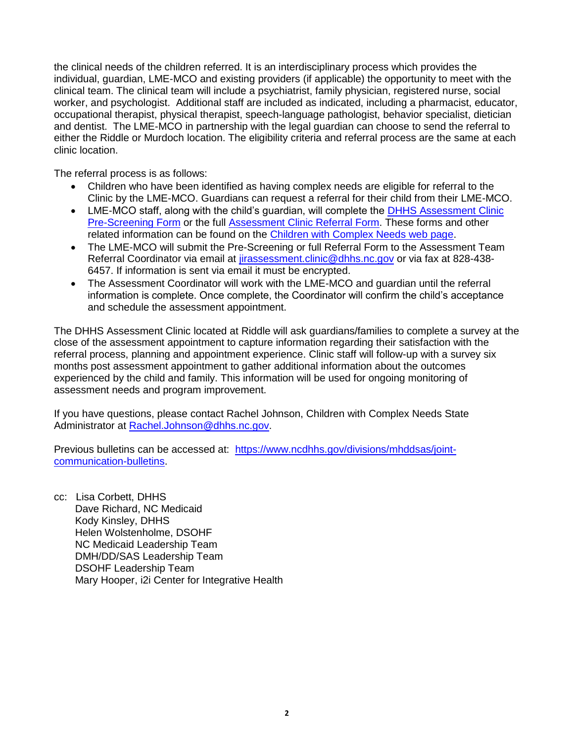the clinical needs of the children referred. It is an interdisciplinary process which provides the individual, guardian, LME-MCO and existing providers (if applicable) the opportunity to meet with the clinical team. The clinical team will include a psychiatrist, family physician, registered nurse, social worker, and psychologist. Additional staff are included as indicated, including a pharmacist, educator, occupational therapist, physical therapist, speech-language pathologist, behavior specialist, dietician and dentist. The LME-MCO in partnership with the legal guardian can choose to send the referral to either the Riddle or Murdoch location. The eligibility criteria and referral process are the same at each clinic location.

The referral process is as follows:

- Children who have been identified as having complex needs are eligible for referral to the Clinic by the LME-MCO. Guardians can request a referral for their child from their LME-MCO.
- LME-MCO staff, along with the child's guardian, will complete the DHHS Assessment Clinic Pre-Screening Form or the full Assessment Clinic Referral Form. These forms and other related information can be found on the Children with Complex Needs web page.
- The LME-MCO will submit the Pre-Screening or full Referral Form to the Assessment Team Referral Coordinator via email at jirassessment.clinic@dhhs.nc.gov or via fax at 828-438-6457. If information is sent via email it must be encrypted.
- The Assessment Coordinator will work with the LME-MCO and guardian until the referral information is complete. Once complete, the Coordinator will confirm the child's acceptance and schedule the assessment appointment.

The DHHS Assessment Clinic located at Riddle will ask guardians/families to complete a survey at the close of the assessment appointment to capture information regarding their satisfaction with the referral process, planning and appointment experience. Clinic staff will follow-up with a survey six months post assessment appointment to gather additional information about the outcomes experienced by the child and family. This information will be used for ongoing monitoring of assessment needs and program improvement.

If you have questions, please contact Rachel Johnson, Children with Complex Needs State Administrator at Rachel.Johnson@dhhs.nc.gov.

Previous bulletins can be accessed at: https://www.ncdhhs.gov/divisions/mhddsas/joint-communication-bulletins.

cc: Lisa Corbett, DHHS
Dave Richard, NC Medicaid
Kody Kinsley, DHHS
Helen Wolstenholme, DSOHF
NC Medicaid Leadership Team
DMH/DD/SAS Leadership Team
DSOHF Leadership Team
Mary Hooper, i2i Center for Integrative Health